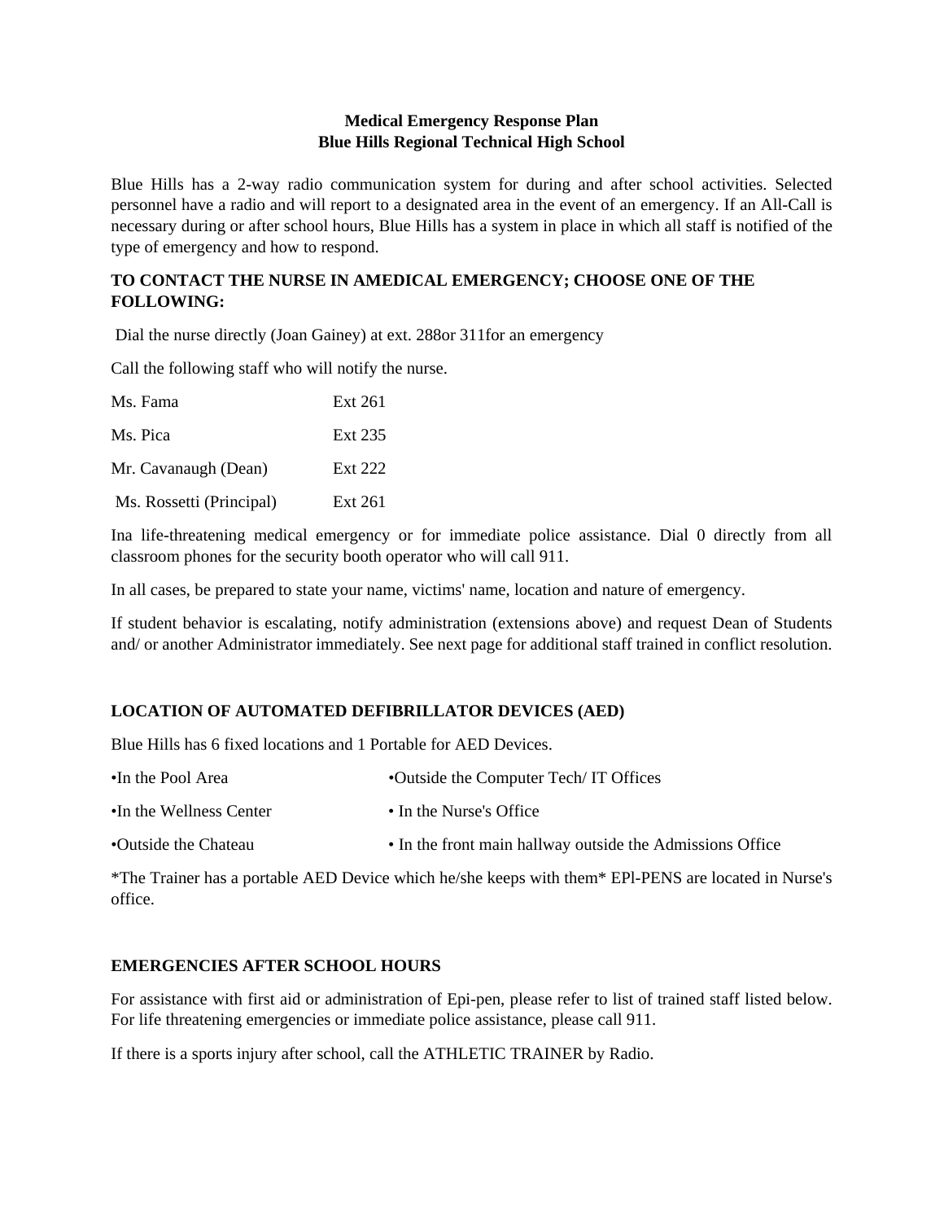**Medical Emergency Response Plan**
**Blue Hills Regional Technical High School**

Blue Hills has a 2-way radio communication system for during and after school activities. Selected personnel have a radio and will report to a designated area in the event of an emergency. If an All-Call is necessary during or after school hours, Blue Hills has a system in place in which all staff is notified of the type of emergency and how to respond.

**TO CONTACT THE NURSE IN AMEDICAL EMERGENCY; CHOOSE ONE OF THE FOLLOWING:**

Dial the nurse directly (Joan Gainey) at ext. 288or 311for an emergency

Call the following staff who will notify the nurse.

| | |
|---|---|
| Ms. Fama | Ext 261 |
| Ms. Pica | Ext 235 |
| Mr. Cavanaugh (Dean) | Ext 222 |
| Ms. Rossetti (Principal) | Ext 261 |

Ina life-threatening medical emergency or for immediate police assistance. Dial 0 directly from all classroom phones for the security booth operator who will call 911.

In all cases, be prepared to state your name, victims' name, location and nature of emergency.

If student behavior is escalating, notify administration (extensions above) and request Dean of Students and/ or another Administrator immediately. See next page for additional staff trained in conflict resolution.

**LOCATION OF AUTOMATED DEFIBRILLATOR DEVICES (AED)**

Blue Hills has 6 fixed locations and 1 Portable for AED Devices.

- In the Pool Area
- In the Wellness Center
- Outside the Chateau
- Outside the Computer Tech/ IT Offices
- In the Nurse's Office
- In the front main hallway outside the Admissions Office

*The Trainer has a portable AED Device which he/she keeps with them* EPl-PENS are located in Nurse's office.

**EMERGENCIES AFTER SCHOOL HOURS**

For assistance with first aid or administration of Epi-pen, please refer to list of trained staff listed below. For life threatening emergencies or immediate police assistance, please call 911.

If there is a sports injury after school, call the ATHLETIC TRAINER by Radio.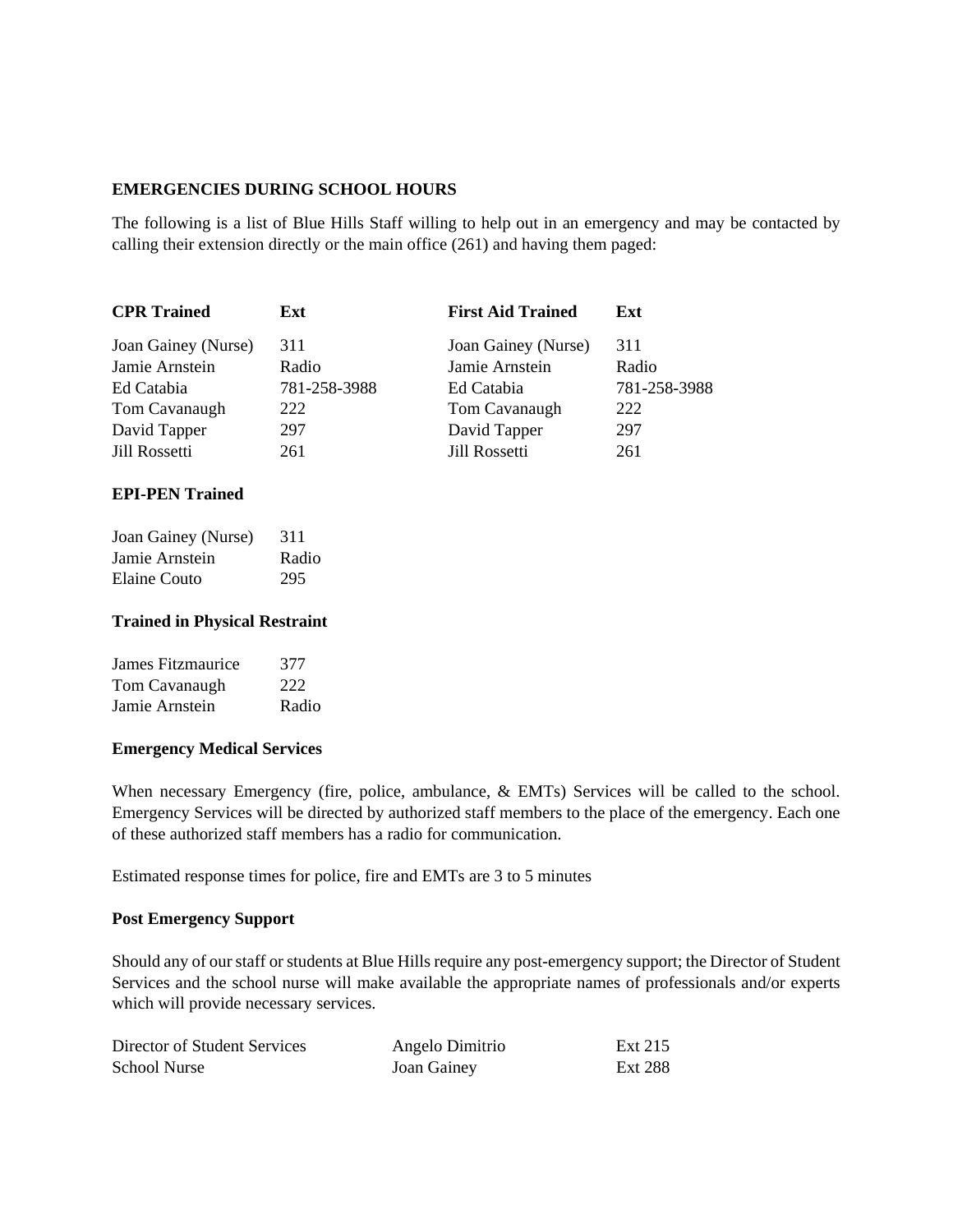**EMERGENCIES DURING SCHOOL HOURS**

The following is a list of Blue Hills Staff willing to help out in an emergency and may be contacted by calling their extension directly or the main office (261) and having them paged:

| CPR Trained | Ext | First Aid Trained | Ext |
|---|---|---|---|
| Joan Gainey (Nurse) | 311 | Joan Gainey (Nurse) | 311 |
| Jamie Arnstein | Radio | Jamie Arnstein | Radio |
| Ed Catabia | 781-258-3988 | Ed Catabia | 781-258-3988 |
| Tom Cavanaugh | 222 | Tom Cavanaugh | 222 |
| David Tapper | 297 | David Tapper | 297 |
| Jill Rossetti | 261 | Jill Rossetti | 261 |

**EPI-PEN Trained**

| | |
|---|---|
| Joan Gainey (Nurse) | 311 |
| Jamie Arnstein | Radio |
| Elaine Couto | 295 |

**Trained in Physical Restraint**

| | |
|---|---|
| James Fitzmaurice | 377 |
| Tom Cavanaugh | 222 |
| Jamie Arnstein | Radio |

**Emergency Medical Services**

When necessary Emergency (fire, police, ambulance, & EMTs) Services will be called to the school. Emergency Services will be directed by authorized staff members to the place of the emergency. Each one of these authorized staff members has a radio for communication.

Estimated response times for police, fire and EMTs are 3 to 5 minutes

**Post Emergency Support**

Should any of our staff or students at Blue Hills require any post-emergency support; the Director of Student Services and the school nurse will make available the appropriate names of professionals and/or experts which will provide necessary services.

| | | |
|---|---|---|
| Director of Student Services | Angelo Dimitrio | Ext 215 |
| School Nurse | Joan Gainey | Ext 288 |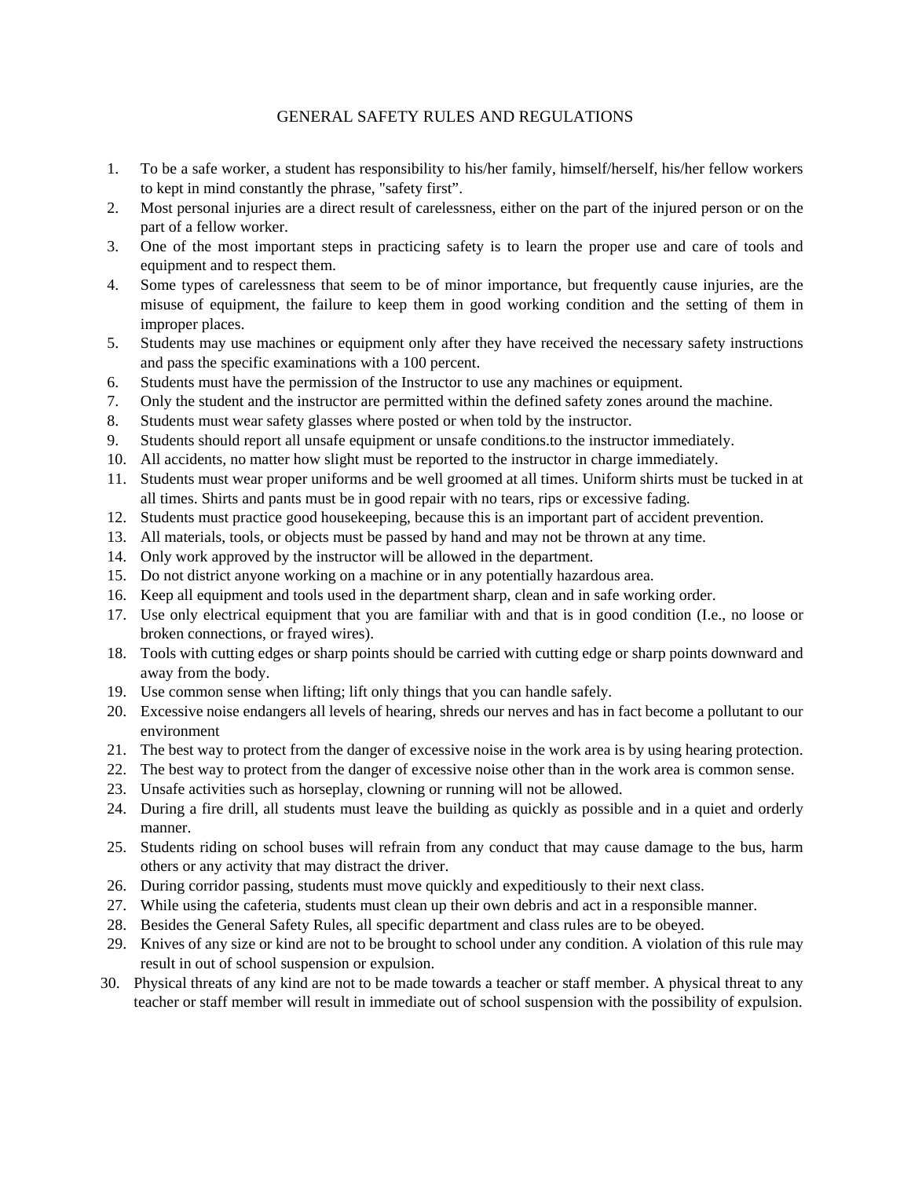# GENERAL SAFETY RULES AND REGULATIONS

1. To be a safe worker, a student has responsibility to his/her family, himself/herself, his/her fellow workers to kept in mind constantly the phrase, "safety first".
2. Most personal injuries are a direct result of carelessness, either on the part of the injured person or on the part of a fellow worker.
3. One of the most important steps in practicing safety is to learn the proper use and care of tools and equipment and to respect them.
4. Some types of carelessness that seem to be of minor importance, but frequently cause injuries, are the misuse of equipment, the failure to keep them in good working condition and the setting of them in improper places.
5. Students may use machines or equipment only after they have received the necessary safety instructions and pass the specific examinations with a 100 percent.
6. Students must have the permission of the Instructor to use any machines or equipment.
7. Only the student and the instructor are permitted within the defined safety zones around the machine.
8. Students must wear safety glasses where posted or when told by the instructor.
9. Students should report all unsafe equipment or unsafe conditions.to the instructor immediately.
10. All accidents, no matter how slight must be reported to the instructor in charge immediately.
11. Students must wear proper uniforms and be well groomed at all times. Uniform shirts must be tucked in at all times. Shirts and pants must be in good repair with no tears, rips or excessive fading.
12. Students must practice good housekeeping, because this is an important part of accident prevention.
13. All materials, tools, or objects must be passed by hand and may not be thrown at any time.
14. Only work approved by the instructor will be allowed in the department.
15. Do not district anyone working on a machine or in any potentially hazardous area.
16. Keep all equipment and tools used in the department sharp, clean and in safe working order.
17. Use only electrical equipment that you are familiar with and that is in good condition (I.e., no loose or broken connections, or frayed wires).
18. Tools with cutting edges or sharp points should be carried with cutting edge or sharp points downward and away from the body.
19. Use common sense when lifting; lift only things that you can handle safely.
20. Excessive noise endangers all levels of hearing, shreds our nerves and has in fact become a pollutant to our environment
21. The best way to protect from the danger of excessive noise in the work area is by using hearing protection.
22. The best way to protect from the danger of excessive noise other than in the work area is common sense.
23. Unsafe activities such as horseplay, clowning or running will not be allowed.
24. During a fire drill, all students must leave the building as quickly as possible and in a quiet and orderly manner.
25. Students riding on school buses will refrain from any conduct that may cause damage to the bus, harm others or any activity that may distract the driver.
26. During corridor passing, students must move quickly and expeditiously to their next class.
27. While using the cafeteria, students must clean up their own debris and act in a responsible manner.
28. Besides the General Safety Rules, all specific department and class rules are to be obeyed.
29. Knives of any size or kind are not to be brought to school under any condition. A violation of this rule may result in out of school suspension or expulsion.
30. Physical threats of any kind are not to be made towards a teacher or staff member. A physical threat to any teacher or staff member will result in immediate out of school suspension with the possibility of expulsion.